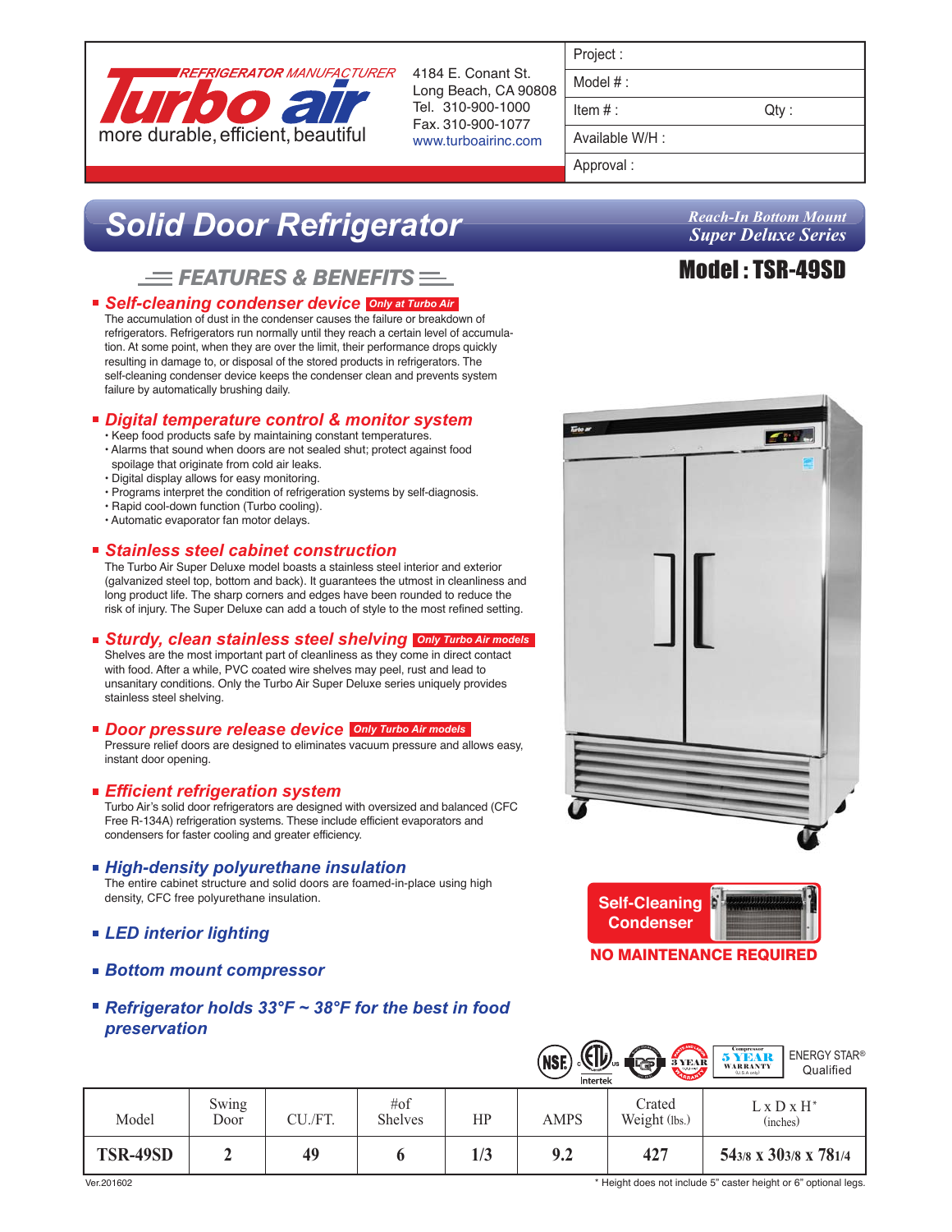Turbo air
REFRIGERATOR MANUFACTURER
more durable, efficient, beautiful

4184 E. Conant St.
Long Beach, CA 90808
Tel. 310-900-1000
Fax. 310-900-1077
www.turboairinc.com

| | |
|---|---|
| Project : | |
| Model # : | |
| Item # : | Qty : |
| Available W/H : | |
| Approval : | |

# Solid Door Refrigerator

*Reach-In Bottom Mount*
*Super Deluxe Series*

## Model : TSR-49SD

## FEATURES & BENEFITS

### Self-cleaning condenser device *Only at Turbo Air*

The accumulation of dust in the condenser causes the failure or breakdown of refrigerators. Refrigerators run normally until they reach a certain level of accumulation. At some point, when they are over the limit, their performance drops quickly resulting in damage to, or disposal of the stored products in refrigerators. The self-cleaning condenser device keeps the condenser clean and prevents system failure by automatically brushing daily.

### Digital temperature control & monitor system

- Keep food products safe by maintaining constant temperatures.
- Alarms that sound when doors are not sealed shut; protect against food spoilage that originate from cold air leaks.
- Digital display allows for easy monitoring.
- Programs interpret the condition of refrigeration systems by self-diagnosis.
- Rapid cool-down function (Turbo cooling).
- Automatic evaporator fan motor delays.

### Stainless steel cabinet construction

The Turbo Air Super Deluxe model boasts a stainless steel interior and exterior (galvanized steel top, bottom and back). It guarantees the utmost in cleanliness and long product life. The sharp corners and edges have been rounded to reduce the risk of injury. The Super Deluxe can add a touch of style to the most refined setting.

### Sturdy, clean stainless steel shelving *Only Turbo Air models*

Shelves are the most important part of cleanliness as they come in direct contact with food. After a while, PVC coated wire shelves may peel, rust and lead to unsanitary conditions. Only the Turbo Air Super Deluxe series uniquely provides stainless steel shelving.

### Door pressure release device *Only Turbo Air models*

Pressure relief doors are designed to eliminates vacuum pressure and allows easy, instant door opening.

### Efficient refrigeration system

Turbo Air's solid door refrigerators are designed with oversized and balanced (CFC Free R-134A) refrigeration systems. These include efficient evaporators and condensers for faster cooling and greater efficiency.

### High-density polyurethane insulation

The entire cabinet structure and solid doors are foamed-in-place using high density, CFC free polyurethane insulation.

### LED interior lighting

### Bottom mount compressor

### Refrigerator holds 33°F ~ 38°F for the best in food preservation

Self-Cleaning Condenser
NO MAINTENANCE REQUIRED

Compressor 5 YEAR WARRANTY (U.S.A only)
3 YEAR PARTS AND LABOR WARRANTY
Intertek
ENERGY STAR® Qualified

| Model | Swing Door | CU./FT. | #of Shelves | HP | AMPS | Crated Weight (lbs.) | L x D x H* (inches) |
|---|---|---|---|---|---|---|---|
| **TSR-49SD** | **2** | **49** | **6** | **1/3** | **9.2** | **427** | **54 3/8 x 30 3/8 x 78 1/4** |

Ver.201602

\* Height does not include 5" caster height or 6" optional legs.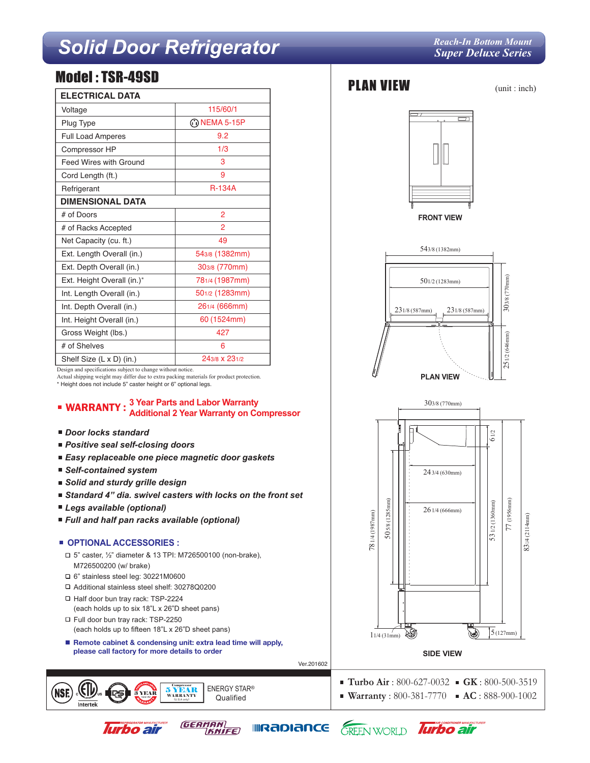# Solid Door Refrigerator

*Reach-In Bottom Mount*
*Super Deluxe Series*

## Model : TSR-49SD

| ELECTRICAL DATA | |
|---|---|
| Voltage | 115/60/1 |
| Plug Type | NEMA 5-15P |
| Full Load Amperes | 9.2 |
| Compressor HP | 1/3 |
| Feed Wires with Ground | 3 |
| Cord Length (ft.) | 9 |
| Refrigerant | R-134A |
| **DIMENSIONAL DATA** | |
| # of Doors | 2 |
| # of Racks Accepted | 2 |
| Net Capacity (cu. ft.) | 49 |
| Ext. Length Overall (in.) | 54 3/8 (1382mm) |
| Ext. Depth Overall (in.) | 30 3/8 (770mm) |
| Ext. Height Overall (in.)* | 78 1/4 (1987mm) |
| Int. Length Overall (in.) | 50 1/2 (1283mm) |
| Int. Depth Overall (in.) | 26 1/4 (666mm) |
| Int. Height Overall (in.) | 60 (1524mm) |
| Gross Weight (lbs.) | 427 |
| # of Shelves | 6 |
| Shelf Size (L x D) (in.) | 24 3/8 x 23 1/2 |

Design and specifications subject to change without notice.
Actual shipping weight may differ due to extra packing materials for product protection.
* Height does not include 5" caster height or 6" optional legs.

**WARRANTY : 3 Year Parts and Labor Warranty**
**Additional 2 Year Warranty on Compressor**

- ***Door locks standard***
- ***Positive seal self-closing doors***
- ***Easy replaceable one piece magnetic door gaskets***
- ***Self-contained system***
- ***Solid and sturdy grille design***
- ***Standard 4" dia. swivel casters with locks on the front set***
- ***Legs available (optional)***
- ***Full and half pan racks available (optional)***

**OPTIONAL ACCESSORIES :**

- 5" caster, ½" diameter & 13 TPI: M726500100 (non-brake), M726500200 (w/ brake)
- 6" stainless steel leg: 30221M0600
- Additional stainless steel shelf: 30278Q0200
- Half door bun tray rack: TSP-2224 (each holds up to six 18"L x 26"D sheet pans)
- Full door bun tray rack: TSP-2250 (each holds up to fifteen 18"L x 26"D sheet pans)
- **Remote cabinet & condensing unit: extra lead time will apply, please call factory for more details to order**

Ver.201602

## PLAN VIEW

(unit : inch)

FRONT VIEW

54 3/8 (1382mm)
50 1/2 (1283mm)
23 1/8 (587mm)
23 1/8 (587mm)
30 3/8 (770mm)
25 1/2 (646mm)

PLAN VIEW

30 3/8 (770mm)
6 1/2
24 3/4 (630mm)
26 1/4 (666mm)
78 1/4 (1987mm)
50 5/8 (1285mm)
53 1/2 (1360mm)
77 (1956mm)
83 1/4 (2114mm)
1 1/4 (31mm)
5 (127mm)

SIDE VIEW

ENERGY STAR® Qualified

- **Turbo Air** : 800-627-0032
- **GK** : 800-500-3519
- **Warranty** : 800-381-7770
- **AC** : 888-900-1002